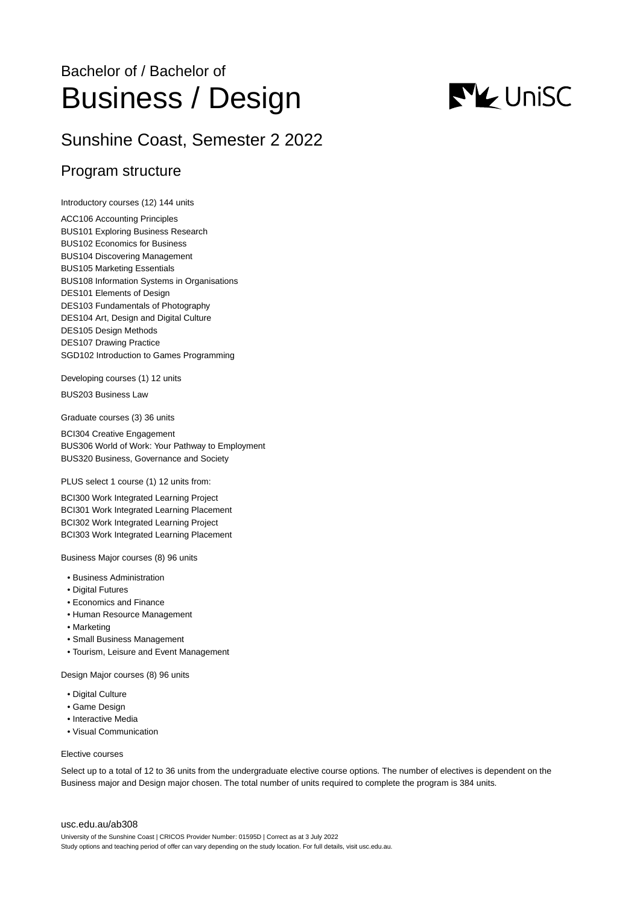Bachelor of / Bachelor of

# Business / Design

## Sunshine Coast, Semester 2 2022

### Program structure

Introductory courses (12) 144 units

ACC106 Accounting Principles
BUS101 Exploring Business Research
BUS102 Economics for Business
BUS104 Discovering Management
BUS105 Marketing Essentials
BUS108 Information Systems in Organisations
DES101 Elements of Design
DES103 Fundamentals of Photography
DES104 Art, Design and Digital Culture
DES105 Design Methods
DES107 Drawing Practice
SGD102 Introduction to Games Programming

Developing courses (1) 12 units

BUS203 Business Law

Graduate courses (3) 36 units

BCI304 Creative Engagement
BUS306 World of Work: Your Pathway to Employment
BUS320 Business, Governance and Society

PLUS select 1 course (1) 12 units from:

BCI300 Work Integrated Learning Project
BCI301 Work Integrated Learning Placement
BCI302 Work Integrated Learning Project
BCI303 Work Integrated Learning Placement

Business Major courses (8) 96 units

- Business Administration
- Digital Futures
- Economics and Finance
- Human Resource Management
- Marketing
- Small Business Management
- Tourism, Leisure and Event Management

Design Major courses (8) 96 units

- Digital Culture
- Game Design
- Interactive Media
- Visual Communication

Elective courses

Select up to a total of 12 to 36 units from the undergraduate elective course options. The number of electives is dependent on the Business major and Design major chosen. The total number of units required to complete the program is 384 units.

usc.edu.au/ab308

University of the Sunshine Coast | CRICOS Provider Number: 01595D | Correct as at 3 July 2022
Study options and teaching period of offer can vary depending on the study location. For full details, visit usc.edu.au.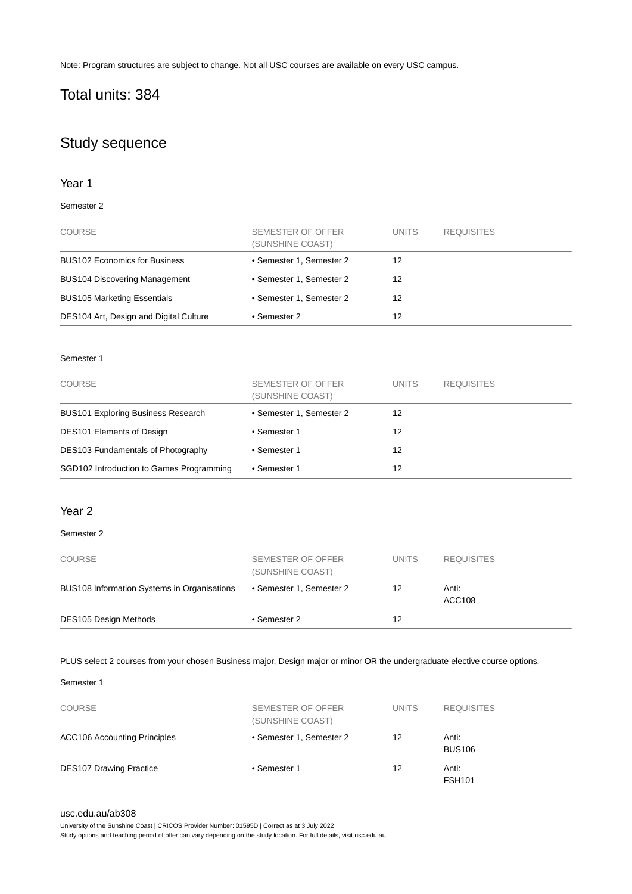Note: Program structures are subject to change. Not all USC courses are available on every USC campus.

## Total units: 384

## Study sequence

### Year 1

Semester 2

| COURSE | SEMESTER OF OFFER (SUNSHINE COAST) | UNITS | REQUISITES |
|---|---|---|---|
| BUS102 Economics for Business | • Semester 1, Semester 2 | 12 | |
| BUS104 Discovering Management | • Semester 1, Semester 2 | 12 | |
| BUS105 Marketing Essentials | • Semester 1, Semester 2 | 12 | |
| DES104 Art, Design and Digital Culture | • Semester 2 | 12 | |

Semester 1

| COURSE | SEMESTER OF OFFER (SUNSHINE COAST) | UNITS | REQUISITES |
|---|---|---|---|
| BUS101 Exploring Business Research | • Semester 1, Semester 2 | 12 | |
| DES101 Elements of Design | • Semester 1 | 12 | |
| DES103 Fundamentals of Photography | • Semester 1 | 12 | |
| SGD102 Introduction to Games Programming | • Semester 1 | 12 | |

### Year 2

Semester 2

| COURSE | SEMESTER OF OFFER (SUNSHINE COAST) | UNITS | REQUISITES |
|---|---|---|---|
| BUS108 Information Systems in Organisations | • Semester 1, Semester 2 | 12 | Anti: ACC108 |
| DES105 Design Methods | • Semester 2 | 12 | |

PLUS select 2 courses from your chosen Business major, Design major or minor OR the undergraduate elective course options.

Semester 1

| COURSE | SEMESTER OF OFFER (SUNSHINE COAST) | UNITS | REQUISITES |
|---|---|---|---|
| ACC106 Accounting Principles | • Semester 1, Semester 2 | 12 | Anti: BUS106 |
| DES107 Drawing Practice | • Semester 1 | 12 | Anti: FSH101 |

usc.edu.au/ab308

University of the Sunshine Coast | CRICOS Provider Number: 01595D | Correct as at 3 July 2022

Study options and teaching period of offer can vary depending on the study location. For full details, visit usc.edu.au.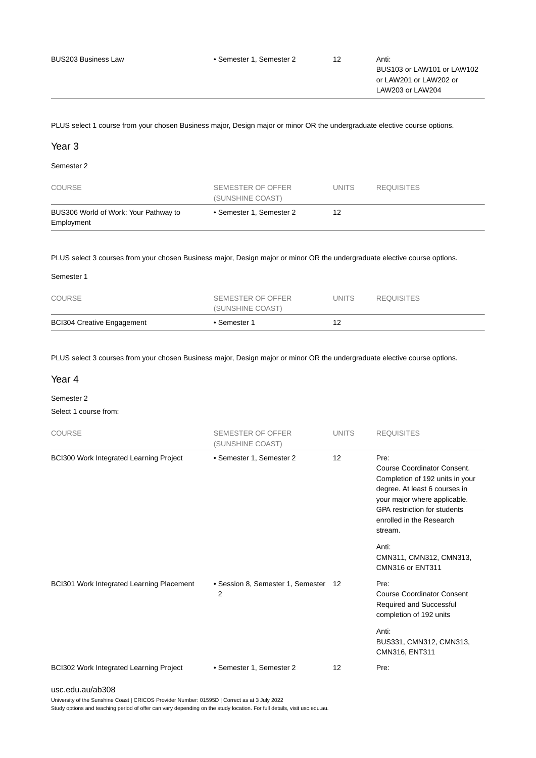| BUS203 Business Law | • Semester 1, Semester 2 | 12 | Anti:<br>BUS103 or LAW101 or LAW102 or LAW201 or LAW202 or LAW203 or LAW204 |
|---|---|---|---|

PLUS select 1 course from your chosen Business major, Design major or minor OR the undergraduate elective course options.

## Year 3

### Semester 2

| COURSE | SEMESTER OF OFFER (SUNSHINE COAST) | UNITS | REQUISITES |
|---|---|---|---|
| BUS306 World of Work: Your Pathway to Employment | • Semester 1, Semester 2 | 12 | |

PLUS select 3 courses from your chosen Business major, Design major or minor OR the undergraduate elective course options.

### Semester 1

| COURSE | SEMESTER OF OFFER (SUNSHINE COAST) | UNITS | REQUISITES |
|---|---|---|---|
| BCI304 Creative Engagement | • Semester 1 | 12 | |

PLUS select 3 courses from your chosen Business major, Design major or minor OR the undergraduate elective course options.

## Year 4

### Semester 2

Select 1 course from:

| COURSE | SEMESTER OF OFFER (SUNSHINE COAST) | UNITS | REQUISITES |
|---|---|---|---|
| BCI300 Work Integrated Learning Project | • Semester 1, Semester 2 | 12 | Pre:<br>Course Coordinator Consent. Completion of 192 units in your degree. At least 6 courses in your major where applicable. GPA restriction for students enrolled in the Research stream.<br><br>Anti:<br>CMN311, CMN312, CMN313, CMN316 or ENT311 |
| BCI301 Work Integrated Learning Placement | • Session 8, Semester 1, Semester 2 | 12 | Pre:<br>Course Coordinator Consent Required and Successful completion of 192 units<br><br>Anti:<br>BUS331, CMN312, CMN313, CMN316, ENT311 |
| BCI302 Work Integrated Learning Project | • Semester 1, Semester 2 | 12 | Pre: |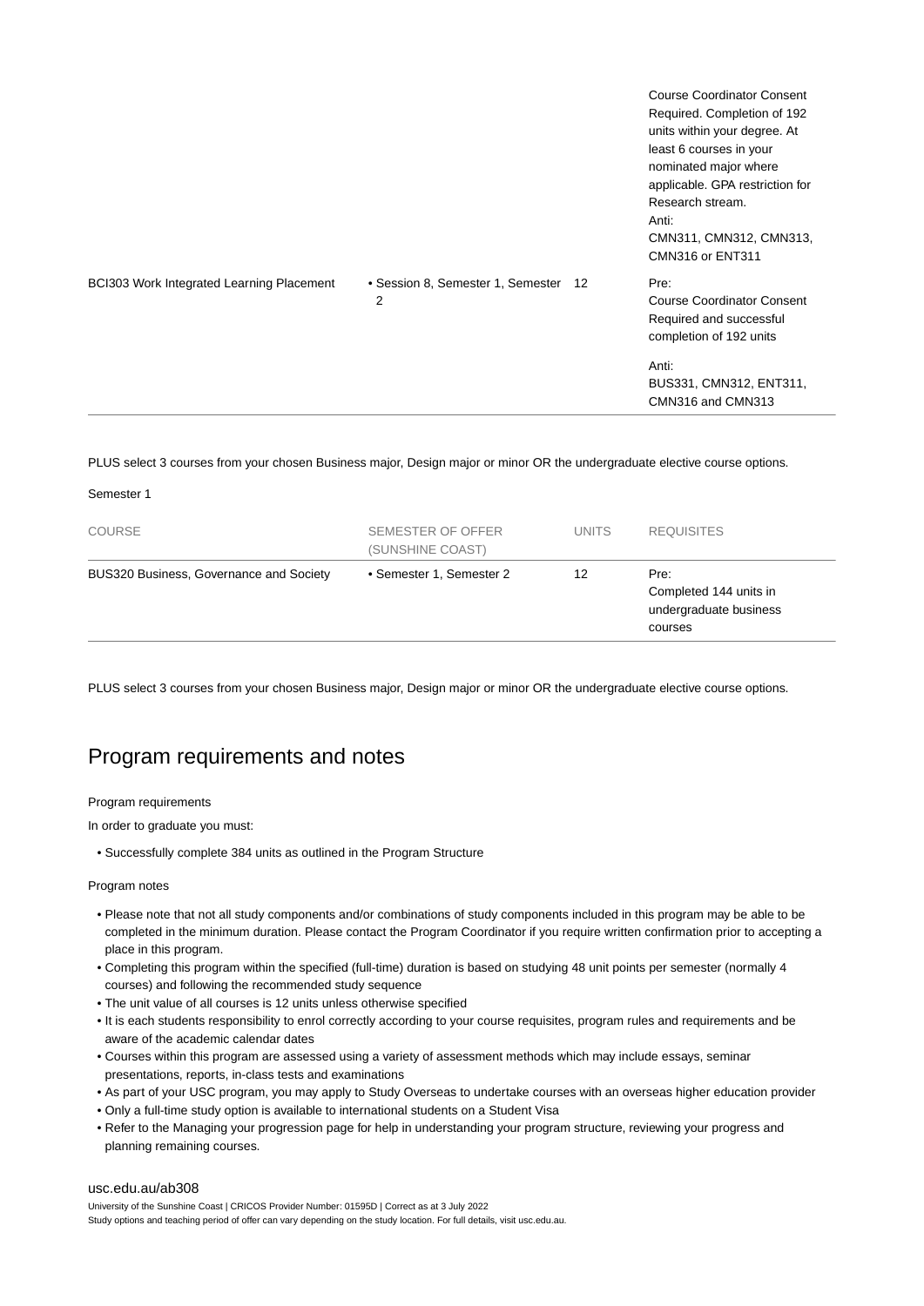| | | | |
|---|---|---|---|
| | | | Course Coordinator Consent Required. Completion of 192 units within your degree. At least 6 courses in your nominated major where applicable. GPA restriction for Research stream.<br>Anti:<br>CMN311, CMN312, CMN313, CMN316 or ENT311 |
| BCI303 Work Integrated Learning Placement | • Session 8, Semester 1, Semester 2 | 12 | Pre:<br>Course Coordinator Consent Required and successful completion of 192 units<br><br>Anti:<br>BUS331, CMN312, ENT311, CMN316 and CMN313 |

PLUS select 3 courses from your chosen Business major, Design major or minor OR the undergraduate elective course options.

Semester 1

| COURSE | SEMESTER OF OFFER (SUNSHINE COAST) | UNITS | REQUISITES |
|---|---|---|---|
| BUS320 Business, Governance and Society | • Semester 1, Semester 2 | 12 | Pre:<br>Completed 144 units in undergraduate business courses |

PLUS select 3 courses from your chosen Business major, Design major or minor OR the undergraduate elective course options.

## Program requirements and notes

Program requirements

In order to graduate you must:

- Successfully complete 384 units as outlined in the Program Structure

Program notes

- Please note that not all study components and/or combinations of study components included in this program may be able to be completed in the minimum duration. Please contact the Program Coordinator if you require written confirmation prior to accepting a place in this program.
- Completing this program within the specified (full-time) duration is based on studying 48 unit points per semester (normally 4 courses) and following the recommended study sequence
- The unit value of all courses is 12 units unless otherwise specified
- It is each students responsibility to enrol correctly according to your course requisites, program rules and requirements and be aware of the academic calendar dates
- Courses within this program are assessed using a variety of assessment methods which may include essays, seminar presentations, reports, in-class tests and examinations
- As part of your USC program, you may apply to Study Overseas to undertake courses with an overseas higher education provider
- Only a full-time study option is available to international students on a Student Visa
- Refer to the Managing your progression page for help in understanding your program structure, reviewing your progress and planning remaining courses.